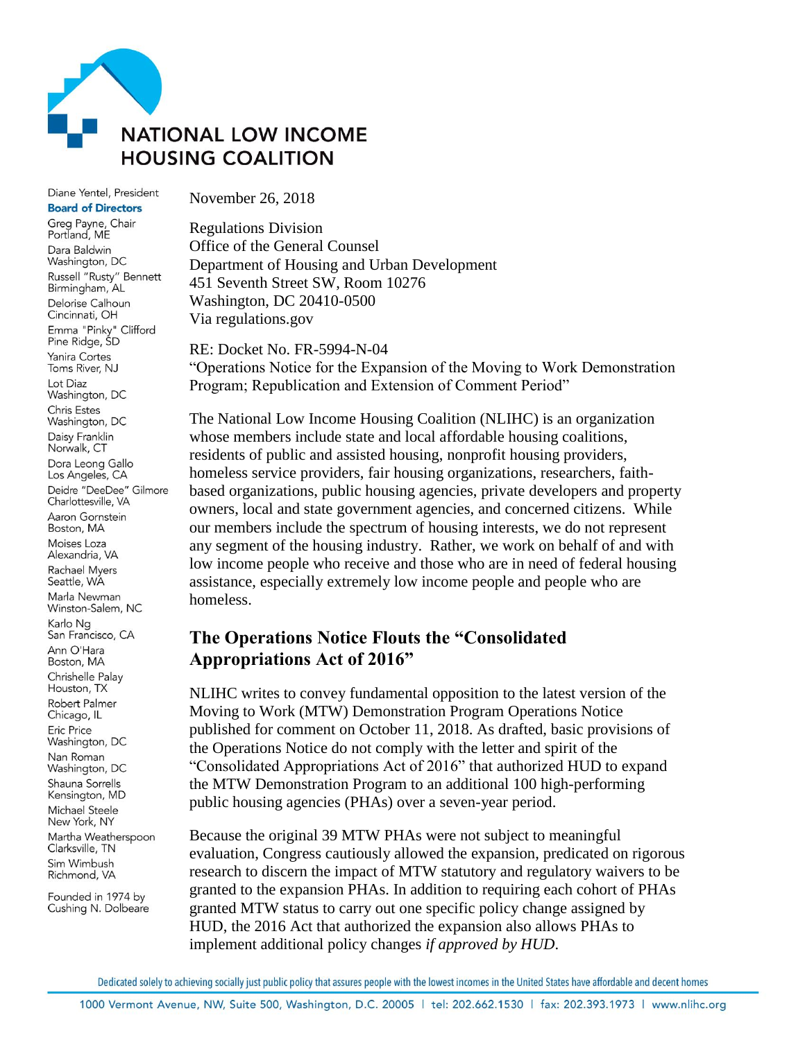# NATIONAL LOW INCOME HOUSING COALITION

Diane Yentel, President

**Board of Directors**

Greg Payne, Chair
Portland, ME

Dara Baldwin
Washington, DC

Russell "Rusty" Bennett
Birmingham, AL

Delorise Calhoun
Cincinnati, OH

Emma "Pinky" Clifford
Pine Ridge, SD

Yanira Cortes
Toms River, NJ

Lot Diaz
Washington, DC

Chris Estes
Washington, DC

Daisy Franklin
Norwalk, CT

Dora Leong Gallo
Los Angeles, CA

Deidre "DeeDee" Gilmore
Charlottesville, VA

Aaron Gornstein
Boston, MA

Moises Loza
Alexandria, VA

Rachael Myers
Seattle, WA

Marla Newman
Winston-Salem, NC

Karlo Ng
San Francisco, CA

Ann O'Hara
Boston, MA

Chrishelle Palay
Houston, TX

Robert Palmer
Chicago, IL

Eric Price
Washington, DC

Nan Roman
Washington, DC

Shauna Sorrells
Kensington, MD

Michael Steele
New York, NY

Martha Weatherspoon
Clarksville, TN

Sim Wimbush
Richmond, VA

Founded in 1974 by
Cushing N. Dolbeare

November 26, 2018

Regulations Division
Office of the General Counsel
Department of Housing and Urban Development
451 Seventh Street SW, Room 10276
Washington, DC 20410-0500
Via regulations.gov

RE: Docket No. FR-5994-N-04
"Operations Notice for the Expansion of the Moving to Work Demonstration Program; Republication and Extension of Comment Period"

The National Low Income Housing Coalition (NLIHC) is an organization whose members include state and local affordable housing coalitions, residents of public and assisted housing, nonprofit housing providers, homeless service providers, fair housing organizations, researchers, faith-based organizations, public housing agencies, private developers and property owners, local and state government agencies, and concerned citizens. While our members include the spectrum of housing interests, we do not represent any segment of the housing industry. Rather, we work on behalf of and with low income people who receive and those who are in need of federal housing assistance, especially extremely low income people and people who are homeless.

## The Operations Notice Flouts the "Consolidated Appropriations Act of 2016"

NLIHC writes to convey fundamental opposition to the latest version of the Moving to Work (MTW) Demonstration Program Operations Notice published for comment on October 11, 2018. As drafted, basic provisions of the Operations Notice do not comply with the letter and spirit of the "Consolidated Appropriations Act of 2016" that authorized HUD to expand the MTW Demonstration Program to an additional 100 high-performing public housing agencies (PHAs) over a seven-year period.

Because the original 39 MTW PHAs were not subject to meaningful evaluation, Congress cautiously allowed the expansion, predicated on rigorous research to discern the impact of MTW statutory and regulatory waivers to be granted to the expansion PHAs. In addition to requiring each cohort of PHAs granted MTW status to carry out one specific policy change assigned by HUD, the 2016 Act that authorized the expansion also allows PHAs to implement additional policy changes *if approved by HUD*.

Dedicated solely to achieving socially just public policy that assures people with the lowest incomes in the United States have affordable and decent homes

1000 Vermont Avenue, NW, Suite 500, Washington, D.C. 20005 | tel: 202.662.1530 | fax: 202.393.1973 | www.nlihc.org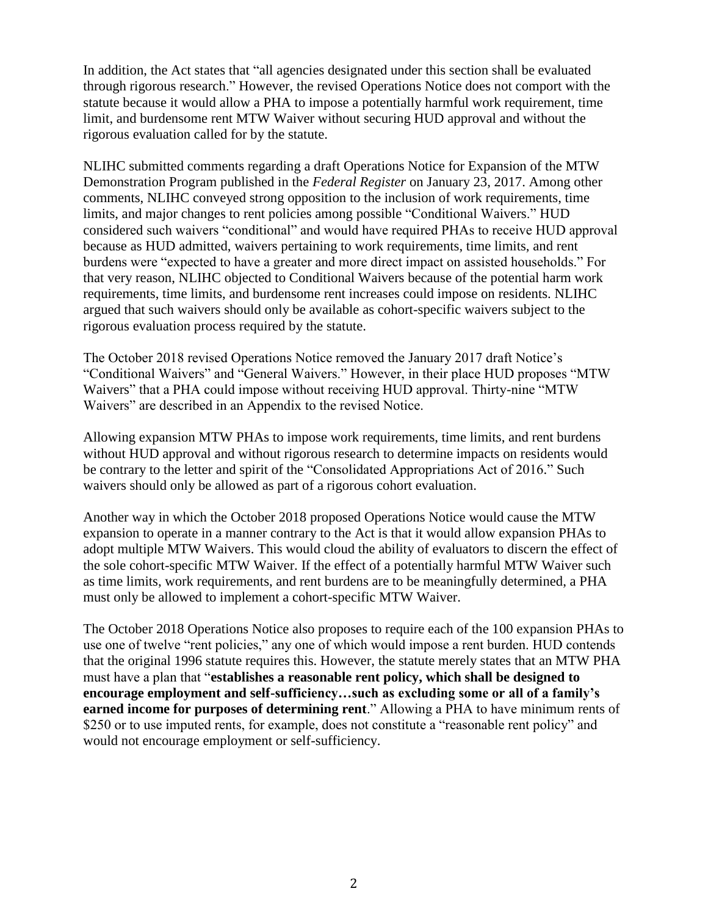In addition, the Act states that "all agencies designated under this section shall be evaluated through rigorous research." However, the revised Operations Notice does not comport with the statute because it would allow a PHA to impose a potentially harmful work requirement, time limit, and burdensome rent MTW Waiver without securing HUD approval and without the rigorous evaluation called for by the statute.

NLIHC submitted comments regarding a draft Operations Notice for Expansion of the MTW Demonstration Program published in the *Federal Register* on January 23, 2017. Among other comments, NLIHC conveyed strong opposition to the inclusion of work requirements, time limits, and major changes to rent policies among possible "Conditional Waivers." HUD considered such waivers "conditional" and would have required PHAs to receive HUD approval because as HUD admitted, waivers pertaining to work requirements, time limits, and rent burdens were "expected to have a greater and more direct impact on assisted households." For that very reason, NLIHC objected to Conditional Waivers because of the potential harm work requirements, time limits, and burdensome rent increases could impose on residents. NLIHC argued that such waivers should only be available as cohort-specific waivers subject to the rigorous evaluation process required by the statute.

The October 2018 revised Operations Notice removed the January 2017 draft Notice's "Conditional Waivers" and "General Waivers." However, in their place HUD proposes "MTW Waivers" that a PHA could impose without receiving HUD approval. Thirty-nine "MTW Waivers" are described in an Appendix to the revised Notice.

Allowing expansion MTW PHAs to impose work requirements, time limits, and rent burdens without HUD approval and without rigorous research to determine impacts on residents would be contrary to the letter and spirit of the "Consolidated Appropriations Act of 2016." Such waivers should only be allowed as part of a rigorous cohort evaluation.

Another way in which the October 2018 proposed Operations Notice would cause the MTW expansion to operate in a manner contrary to the Act is that it would allow expansion PHAs to adopt multiple MTW Waivers. This would cloud the ability of evaluators to discern the effect of the sole cohort-specific MTW Waiver. If the effect of a potentially harmful MTW Waiver such as time limits, work requirements, and rent burdens are to be meaningfully determined, a PHA must only be allowed to implement a cohort-specific MTW Waiver.

The October 2018 Operations Notice also proposes to require each of the 100 expansion PHAs to use one of twelve "rent policies," any one of which would impose a rent burden. HUD contends that the original 1996 statute requires this. However, the statute merely states that an MTW PHA must have a plan that "**establishes a reasonable rent policy, which shall be designed to encourage employment and self-sufficiency…such as excluding some or all of a family's earned income for purposes of determining rent**." Allowing a PHA to have minimum rents of $250 or to use imputed rents, for example, does not constitute a "reasonable rent policy" and would not encourage employment or self-sufficiency.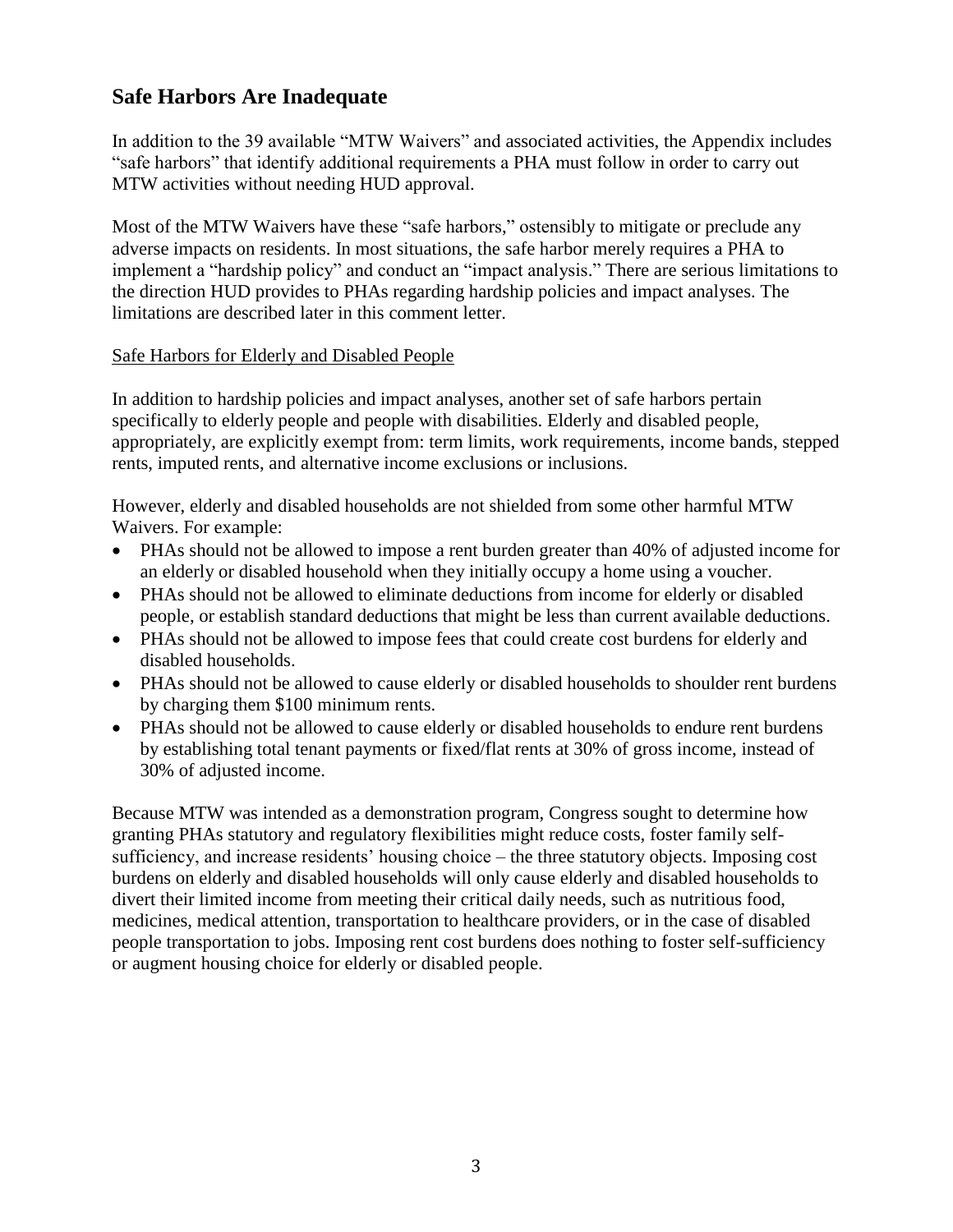## Safe Harbors Are Inadequate

In addition to the 39 available "MTW Waivers" and associated activities, the Appendix includes "safe harbors" that identify additional requirements a PHA must follow in order to carry out MTW activities without needing HUD approval.

Most of the MTW Waivers have these "safe harbors," ostensibly to mitigate or preclude any adverse impacts on residents. In most situations, the safe harbor merely requires a PHA to implement a "hardship policy" and conduct an "impact analysis." There are serious limitations to the direction HUD provides to PHAs regarding hardship policies and impact analyses. The limitations are described later in this comment letter.

### Safe Harbors for Elderly and Disabled People

In addition to hardship policies and impact analyses, another set of safe harbors pertain specifically to elderly people and people with disabilities. Elderly and disabled people, appropriately, are explicitly exempt from: term limits, work requirements, income bands, stepped rents, imputed rents, and alternative income exclusions or inclusions.

However, elderly and disabled households are not shielded from some other harmful MTW Waivers. For example:

- PHAs should not be allowed to impose a rent burden greater than 40% of adjusted income for an elderly or disabled household when they initially occupy a home using a voucher.
- PHAs should not be allowed to eliminate deductions from income for elderly or disabled people, or establish standard deductions that might be less than current available deductions.
- PHAs should not be allowed to impose fees that could create cost burdens for elderly and disabled households.
- PHAs should not be allowed to cause elderly or disabled households to shoulder rent burdens by charging them $100 minimum rents.
- PHAs should not be allowed to cause elderly or disabled households to endure rent burdens by establishing total tenant payments or fixed/flat rents at 30% of gross income, instead of 30% of adjusted income.

Because MTW was intended as a demonstration program, Congress sought to determine how granting PHAs statutory and regulatory flexibilities might reduce costs, foster family self-sufficiency, and increase residents' housing choice – the three statutory objects. Imposing cost burdens on elderly and disabled households will only cause elderly and disabled households to divert their limited income from meeting their critical daily needs, such as nutritious food, medicines, medical attention, transportation to healthcare providers, or in the case of disabled people transportation to jobs. Imposing rent cost burdens does nothing to foster self-sufficiency or augment housing choice for elderly or disabled people.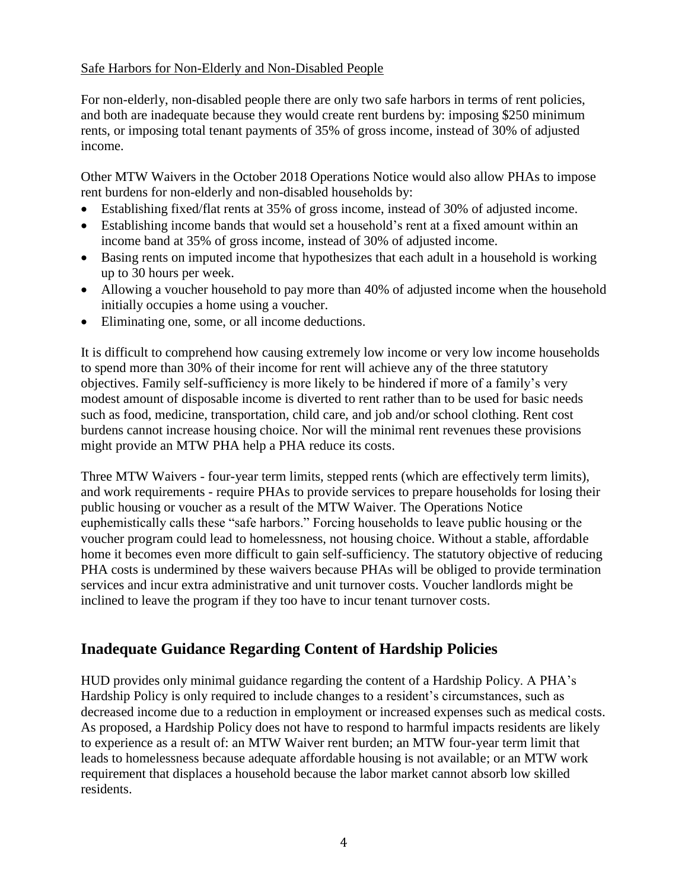Safe Harbors for Non-Elderly and Non-Disabled People

For non-elderly, non-disabled people there are only two safe harbors in terms of rent policies, and both are inadequate because they would create rent burdens by: imposing $250 minimum rents, or imposing total tenant payments of 35% of gross income, instead of 30% of adjusted income.

Other MTW Waivers in the October 2018 Operations Notice would also allow PHAs to impose rent burdens for non-elderly and non-disabled households by:

- Establishing fixed/flat rents at 35% of gross income, instead of 30% of adjusted income.
- Establishing income bands that would set a household's rent at a fixed amount within an income band at 35% of gross income, instead of 30% of adjusted income.
- Basing rents on imputed income that hypothesizes that each adult in a household is working up to 30 hours per week.
- Allowing a voucher household to pay more than 40% of adjusted income when the household initially occupies a home using a voucher.
- Eliminating one, some, or all income deductions.

It is difficult to comprehend how causing extremely low income or very low income households to spend more than 30% of their income for rent will achieve any of the three statutory objectives. Family self-sufficiency is more likely to be hindered if more of a family's very modest amount of disposable income is diverted to rent rather than to be used for basic needs such as food, medicine, transportation, child care, and job and/or school clothing. Rent cost burdens cannot increase housing choice. Nor will the minimal rent revenues these provisions might provide an MTW PHA help a PHA reduce its costs.

Three MTW Waivers - four-year term limits, stepped rents (which are effectively term limits), and work requirements - require PHAs to provide services to prepare households for losing their public housing or voucher as a result of the MTW Waiver. The Operations Notice euphemistically calls these "safe harbors." Forcing households to leave public housing or the voucher program could lead to homelessness, not housing choice. Without a stable, affordable home it becomes even more difficult to gain self-sufficiency. The statutory objective of reducing PHA costs is undermined by these waivers because PHAs will be obliged to provide termination services and incur extra administrative and unit turnover costs. Voucher landlords might be inclined to leave the program if they too have to incur tenant turnover costs.

## Inadequate Guidance Regarding Content of Hardship Policies

HUD provides only minimal guidance regarding the content of a Hardship Policy. A PHA's Hardship Policy is only required to include changes to a resident's circumstances, such as decreased income due to a reduction in employment or increased expenses such as medical costs. As proposed, a Hardship Policy does not have to respond to harmful impacts residents are likely to experience as a result of: an MTW Waiver rent burden; an MTW four-year term limit that leads to homelessness because adequate affordable housing is not available; or an MTW work requirement that displaces a household because the labor market cannot absorb low skilled residents.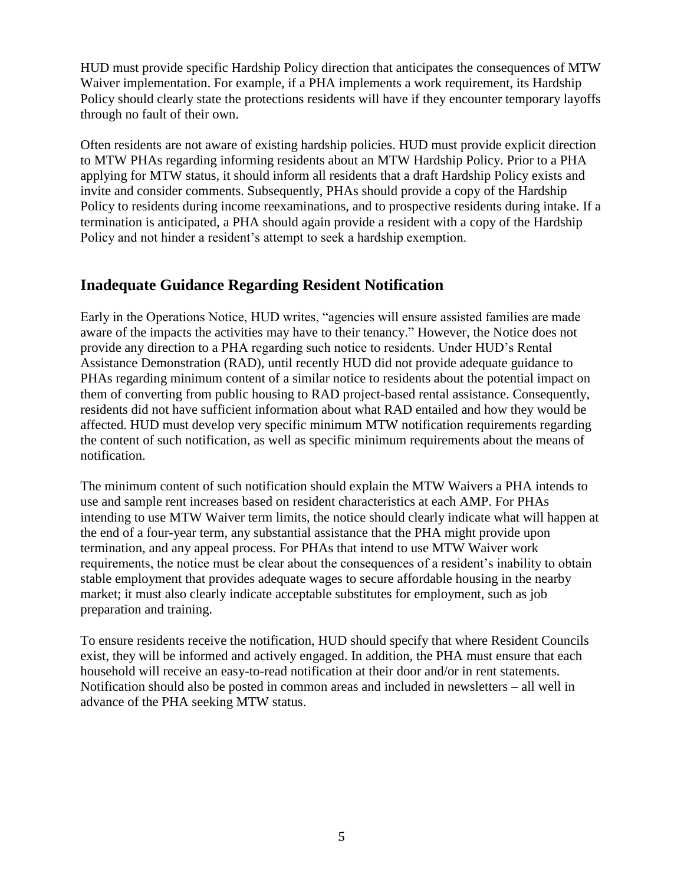HUD must provide specific Hardship Policy direction that anticipates the consequences of MTW Waiver implementation. For example, if a PHA implements a work requirement, its Hardship Policy should clearly state the protections residents will have if they encounter temporary layoffs through no fault of their own.

Often residents are not aware of existing hardship policies. HUD must provide explicit direction to MTW PHAs regarding informing residents about an MTW Hardship Policy. Prior to a PHA applying for MTW status, it should inform all residents that a draft Hardship Policy exists and invite and consider comments. Subsequently, PHAs should provide a copy of the Hardship Policy to residents during income reexaminations, and to prospective residents during intake. If a termination is anticipated, a PHA should again provide a resident with a copy of the Hardship Policy and not hinder a resident's attempt to seek a hardship exemption.

## Inadequate Guidance Regarding Resident Notification

Early in the Operations Notice, HUD writes, "agencies will ensure assisted families are made aware of the impacts the activities may have to their tenancy." However, the Notice does not provide any direction to a PHA regarding such notice to residents. Under HUD's Rental Assistance Demonstration (RAD), until recently HUD did not provide adequate guidance to PHAs regarding minimum content of a similar notice to residents about the potential impact on them of converting from public housing to RAD project-based rental assistance. Consequently, residents did not have sufficient information about what RAD entailed and how they would be affected. HUD must develop very specific minimum MTW notification requirements regarding the content of such notification, as well as specific minimum requirements about the means of notification.

The minimum content of such notification should explain the MTW Waivers a PHA intends to use and sample rent increases based on resident characteristics at each AMP. For PHAs intending to use MTW Waiver term limits, the notice should clearly indicate what will happen at the end of a four-year term, any substantial assistance that the PHA might provide upon termination, and any appeal process. For PHAs that intend to use MTW Waiver work requirements, the notice must be clear about the consequences of a resident's inability to obtain stable employment that provides adequate wages to secure affordable housing in the nearby market; it must also clearly indicate acceptable substitutes for employment, such as job preparation and training.

To ensure residents receive the notification, HUD should specify that where Resident Councils exist, they will be informed and actively engaged. In addition, the PHA must ensure that each household will receive an easy-to-read notification at their door and/or in rent statements. Notification should also be posted in common areas and included in newsletters – all well in advance of the PHA seeking MTW status.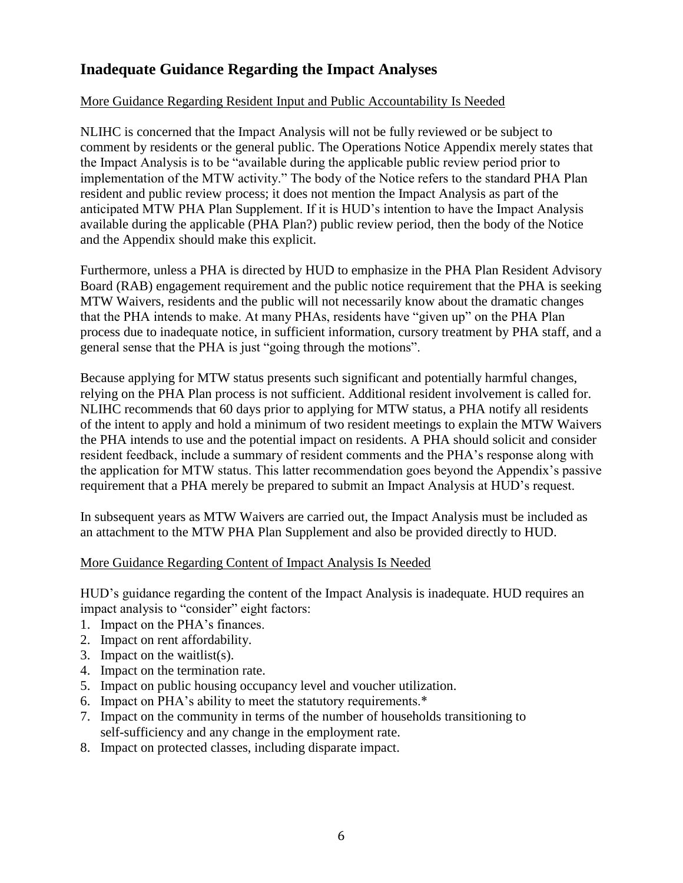## Inadequate Guidance Regarding the Impact Analyses

<u>More Guidance Regarding Resident Input and Public Accountability Is Needed</u>

NLIHC is concerned that the Impact Analysis will not be fully reviewed or be subject to comment by residents or the general public. The Operations Notice Appendix merely states that the Impact Analysis is to be "available during the applicable public review period prior to implementation of the MTW activity." The body of the Notice refers to the standard PHA Plan resident and public review process; it does not mention the Impact Analysis as part of the anticipated MTW PHA Plan Supplement. If it is HUD's intention to have the Impact Analysis available during the applicable (PHA Plan?) public review period, then the body of the Notice and the Appendix should make this explicit.

Furthermore, unless a PHA is directed by HUD to emphasize in the PHA Plan Resident Advisory Board (RAB) engagement requirement and the public notice requirement that the PHA is seeking MTW Waivers, residents and the public will not necessarily know about the dramatic changes that the PHA intends to make. At many PHAs, residents have "given up" on the PHA Plan process due to inadequate notice, in sufficient information, cursory treatment by PHA staff, and a general sense that the PHA is just "going through the motions".

Because applying for MTW status presents such significant and potentially harmful changes, relying on the PHA Plan process is not sufficient. Additional resident involvement is called for. NLIHC recommends that 60 days prior to applying for MTW status, a PHA notify all residents of the intent to apply and hold a minimum of two resident meetings to explain the MTW Waivers the PHA intends to use and the potential impact on residents. A PHA should solicit and consider resident feedback, include a summary of resident comments and the PHA's response along with the application for MTW status. This latter recommendation goes beyond the Appendix's passive requirement that a PHA merely be prepared to submit an Impact Analysis at HUD's request.

In subsequent years as MTW Waivers are carried out, the Impact Analysis must be included as an attachment to the MTW PHA Plan Supplement and also be provided directly to HUD.

<u>More Guidance Regarding Content of Impact Analysis Is Needed</u>

HUD's guidance regarding the content of the Impact Analysis is inadequate. HUD requires an impact analysis to "consider" eight factors:

1. Impact on the PHA's finances.
2. Impact on rent affordability.
3. Impact on the waitlist(s).
4. Impact on the termination rate.
5. Impact on public housing occupancy level and voucher utilization.
6. Impact on PHA's ability to meet the statutory requirements.*
7. Impact on the community in terms of the number of households transitioning to self-sufficiency and any change in the employment rate.
8. Impact on protected classes, including disparate impact.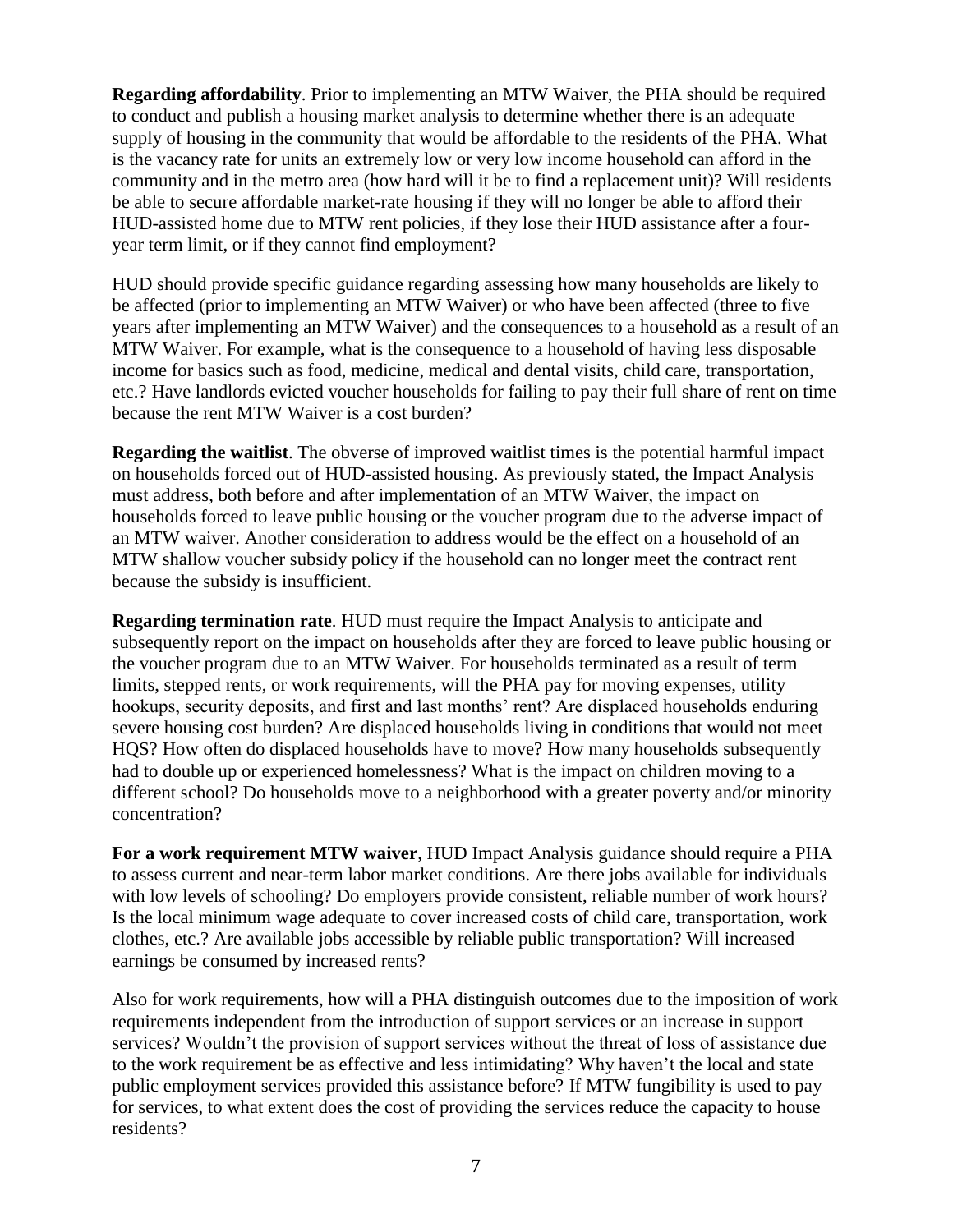**Regarding affordability**. Prior to implementing an MTW Waiver, the PHA should be required to conduct and publish a housing market analysis to determine whether there is an adequate supply of housing in the community that would be affordable to the residents of the PHA. What is the vacancy rate for units an extremely low or very low income household can afford in the community and in the metro area (how hard will it be to find a replacement unit)? Will residents be able to secure affordable market-rate housing if they will no longer be able to afford their HUD-assisted home due to MTW rent policies, if they lose their HUD assistance after a four-year term limit, or if they cannot find employment?

HUD should provide specific guidance regarding assessing how many households are likely to be affected (prior to implementing an MTW Waiver) or who have been affected (three to five years after implementing an MTW Waiver) and the consequences to a household as a result of an MTW Waiver. For example, what is the consequence to a household of having less disposable income for basics such as food, medicine, medical and dental visits, child care, transportation, etc.? Have landlords evicted voucher households for failing to pay their full share of rent on time because the rent MTW Waiver is a cost burden?

**Regarding the waitlist**. The obverse of improved waitlist times is the potential harmful impact on households forced out of HUD-assisted housing. As previously stated, the Impact Analysis must address, both before and after implementation of an MTW Waiver, the impact on households forced to leave public housing or the voucher program due to the adverse impact of an MTW waiver. Another consideration to address would be the effect on a household of an MTW shallow voucher subsidy policy if the household can no longer meet the contract rent because the subsidy is insufficient.

**Regarding termination rate**. HUD must require the Impact Analysis to anticipate and subsequently report on the impact on households after they are forced to leave public housing or the voucher program due to an MTW Waiver. For households terminated as a result of term limits, stepped rents, or work requirements, will the PHA pay for moving expenses, utility hookups, security deposits, and first and last months' rent? Are displaced households enduring severe housing cost burden? Are displaced households living in conditions that would not meet HQS? How often do displaced households have to move? How many households subsequently had to double up or experienced homelessness? What is the impact on children moving to a different school? Do households move to a neighborhood with a greater poverty and/or minority concentration?

**For a work requirement MTW waiver**, HUD Impact Analysis guidance should require a PHA to assess current and near-term labor market conditions. Are there jobs available for individuals with low levels of schooling? Do employers provide consistent, reliable number of work hours? Is the local minimum wage adequate to cover increased costs of child care, transportation, work clothes, etc.? Are available jobs accessible by reliable public transportation? Will increased earnings be consumed by increased rents?

Also for work requirements, how will a PHA distinguish outcomes due to the imposition of work requirements independent from the introduction of support services or an increase in support services? Wouldn't the provision of support services without the threat of loss of assistance due to the work requirement be as effective and less intimidating? Why haven't the local and state public employment services provided this assistance before? If MTW fungibility is used to pay for services, to what extent does the cost of providing the services reduce the capacity to house residents?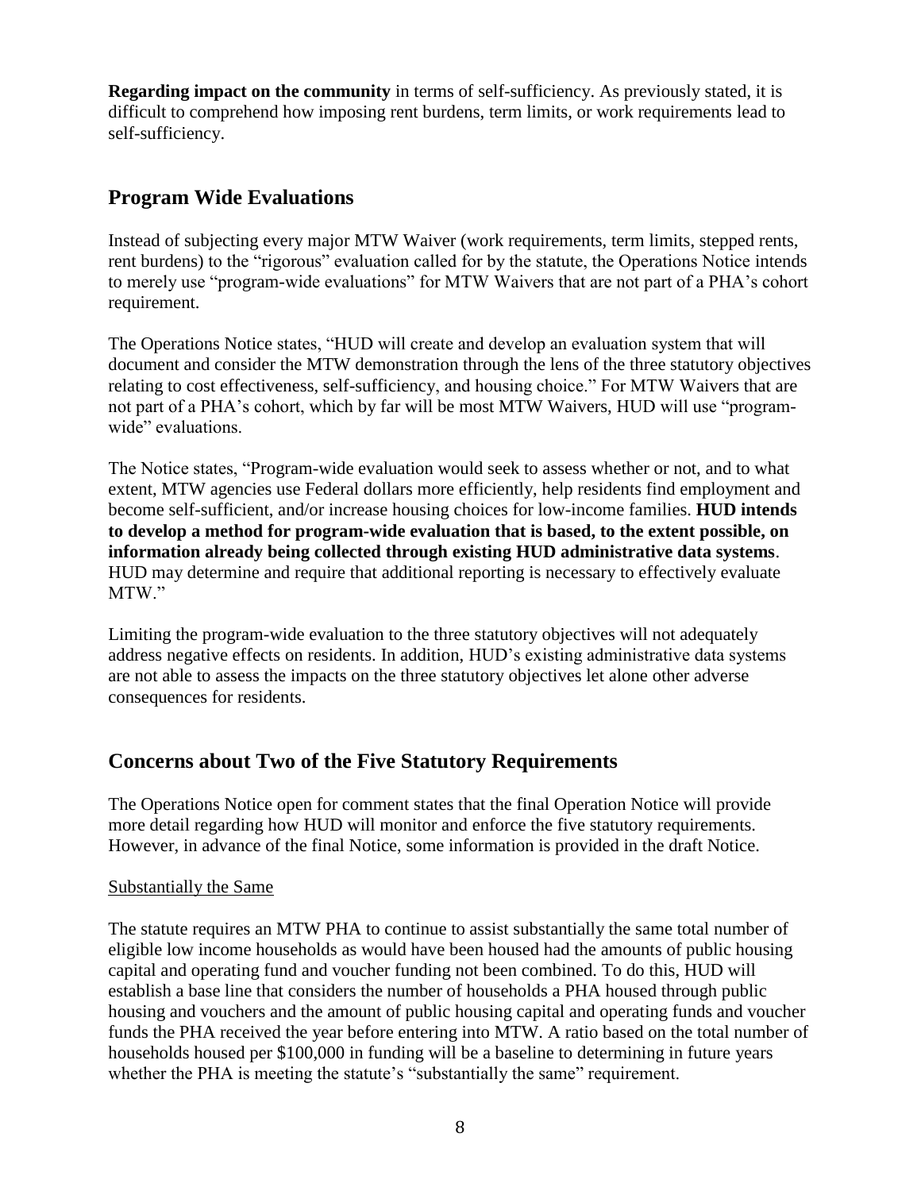**Regarding impact on the community** in terms of self-sufficiency. As previously stated, it is difficult to comprehend how imposing rent burdens, term limits, or work requirements lead to self-sufficiency.

## Program Wide Evaluations

Instead of subjecting every major MTW Waiver (work requirements, term limits, stepped rents, rent burdens) to the "rigorous" evaluation called for by the statute, the Operations Notice intends to merely use "program-wide evaluations" for MTW Waivers that are not part of a PHA's cohort requirement.

The Operations Notice states, "HUD will create and develop an evaluation system that will document and consider the MTW demonstration through the lens of the three statutory objectives relating to cost effectiveness, self-sufficiency, and housing choice." For MTW Waivers that are not part of a PHA's cohort, which by far will be most MTW Waivers, HUD will use "program-wide" evaluations.

The Notice states, "Program-wide evaluation would seek to assess whether or not, and to what extent, MTW agencies use Federal dollars more efficiently, help residents find employment and become self-sufficient, and/or increase housing choices for low-income families. **HUD intends to develop a method for program-wide evaluation that is based, to the extent possible, on information already being collected through existing HUD administrative data systems**. HUD may determine and require that additional reporting is necessary to effectively evaluate MTW."

Limiting the program-wide evaluation to the three statutory objectives will not adequately address negative effects on residents. In addition, HUD's existing administrative data systems are not able to assess the impacts on the three statutory objectives let alone other adverse consequences for residents.

## Concerns about Two of the Five Statutory Requirements

The Operations Notice open for comment states that the final Operation Notice will provide more detail regarding how HUD will monitor and enforce the five statutory requirements. However, in advance of the final Notice, some information is provided in the draft Notice.

<u>Substantially the Same</u>

The statute requires an MTW PHA to continue to assist substantially the same total number of eligible low income households as would have been housed had the amounts of public housing capital and operating fund and voucher funding not been combined. To do this, HUD will establish a base line that considers the number of households a PHA housed through public housing and vouchers and the amount of public housing capital and operating funds and voucher funds the PHA received the year before entering into MTW. A ratio based on the total number of households housed per $100,000 in funding will be a baseline to determining in future years whether the PHA is meeting the statute's "substantially the same" requirement.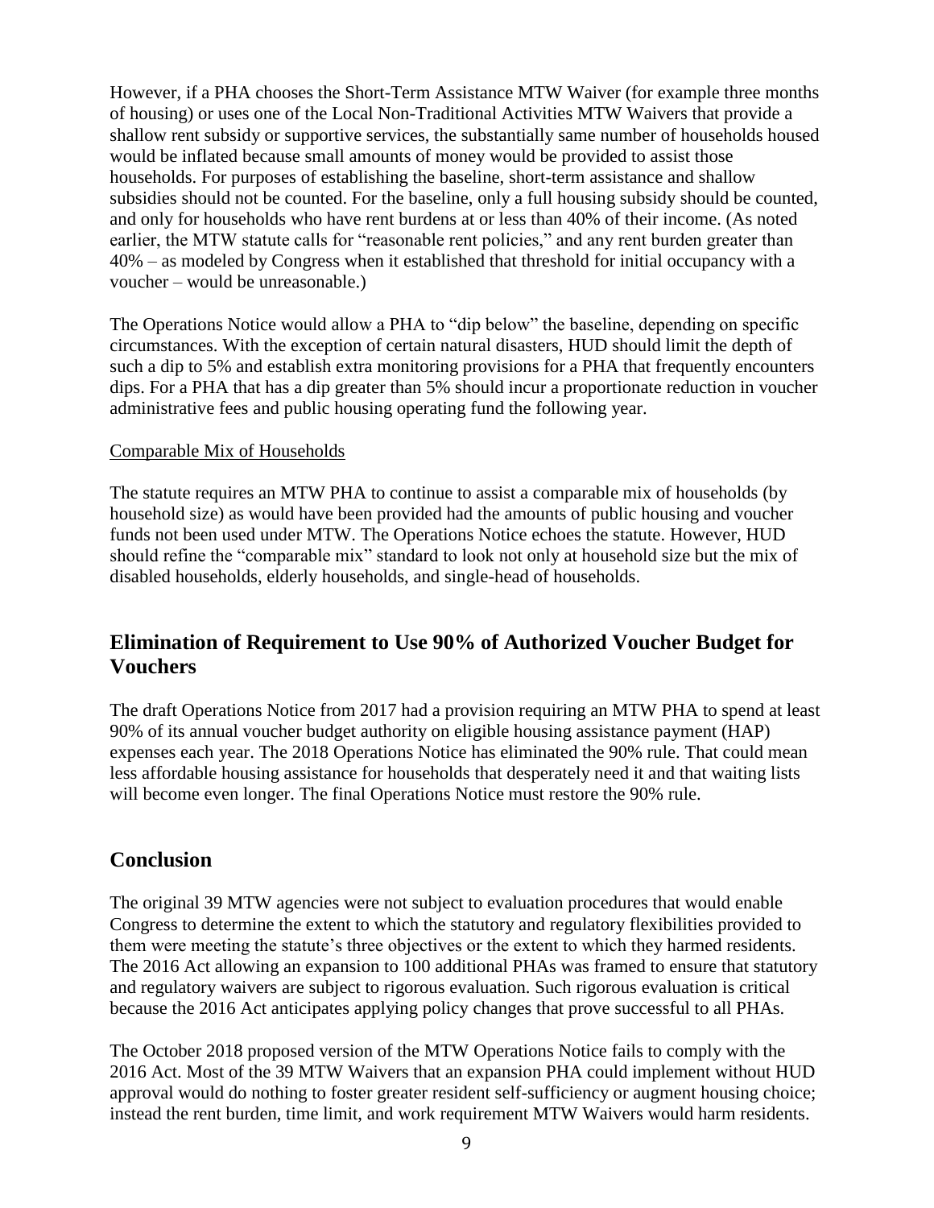However, if a PHA chooses the Short-Term Assistance MTW Waiver (for example three months of housing) or uses one of the Local Non-Traditional Activities MTW Waivers that provide a shallow rent subsidy or supportive services, the substantially same number of households housed would be inflated because small amounts of money would be provided to assist those households. For purposes of establishing the baseline, short-term assistance and shallow subsidies should not be counted. For the baseline, only a full housing subsidy should be counted, and only for households who have rent burdens at or less than 40% of their income. (As noted earlier, the MTW statute calls for "reasonable rent policies," and any rent burden greater than 40% – as modeled by Congress when it established that threshold for initial occupancy with a voucher – would be unreasonable.)

The Operations Notice would allow a PHA to "dip below" the baseline, depending on specific circumstances. With the exception of certain natural disasters, HUD should limit the depth of such a dip to 5% and establish extra monitoring provisions for a PHA that frequently encounters dips. For a PHA that has a dip greater than 5% should incur a proportionate reduction in voucher administrative fees and public housing operating fund the following year.

<u>Comparable Mix of Households</u>

The statute requires an MTW PHA to continue to assist a comparable mix of households (by household size) as would have been provided had the amounts of public housing and voucher funds not been used under MTW. The Operations Notice echoes the statute. However, HUD should refine the "comparable mix" standard to look not only at household size but the mix of disabled households, elderly households, and single-head of households.

## Elimination of Requirement to Use 90% of Authorized Voucher Budget for Vouchers

The draft Operations Notice from 2017 had a provision requiring an MTW PHA to spend at least 90% of its annual voucher budget authority on eligible housing assistance payment (HAP) expenses each year. The 2018 Operations Notice has eliminated the 90% rule. That could mean less affordable housing assistance for households that desperately need it and that waiting lists will become even longer. The final Operations Notice must restore the 90% rule.

## Conclusion

The original 39 MTW agencies were not subject to evaluation procedures that would enable Congress to determine the extent to which the statutory and regulatory flexibilities provided to them were meeting the statute's three objectives or the extent to which they harmed residents. The 2016 Act allowing an expansion to 100 additional PHAs was framed to ensure that statutory and regulatory waivers are subject to rigorous evaluation. Such rigorous evaluation is critical because the 2016 Act anticipates applying policy changes that prove successful to all PHAs.

The October 2018 proposed version of the MTW Operations Notice fails to comply with the 2016 Act. Most of the 39 MTW Waivers that an expansion PHA could implement without HUD approval would do nothing to foster greater resident self-sufficiency or augment housing choice; instead the rent burden, time limit, and work requirement MTW Waivers would harm residents.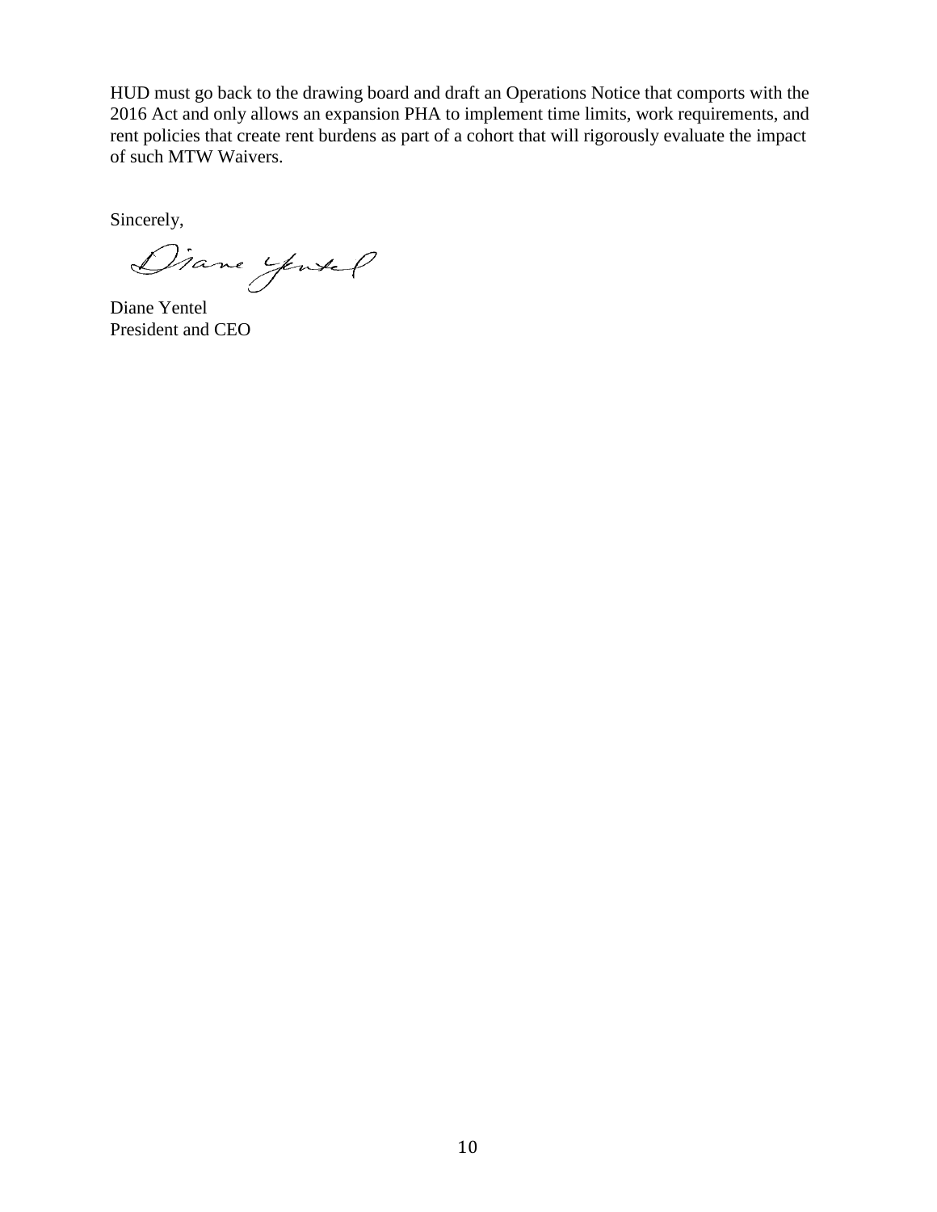HUD must go back to the drawing board and draft an Operations Notice that comports with the 2016 Act and only allows an expansion PHA to implement time limits, work requirements, and rent policies that create rent burdens as part of a cohort that will rigorously evaluate the impact of such MTW Waivers.

Sincerely,

Diane Yentel

Diane Yentel
President and CEO